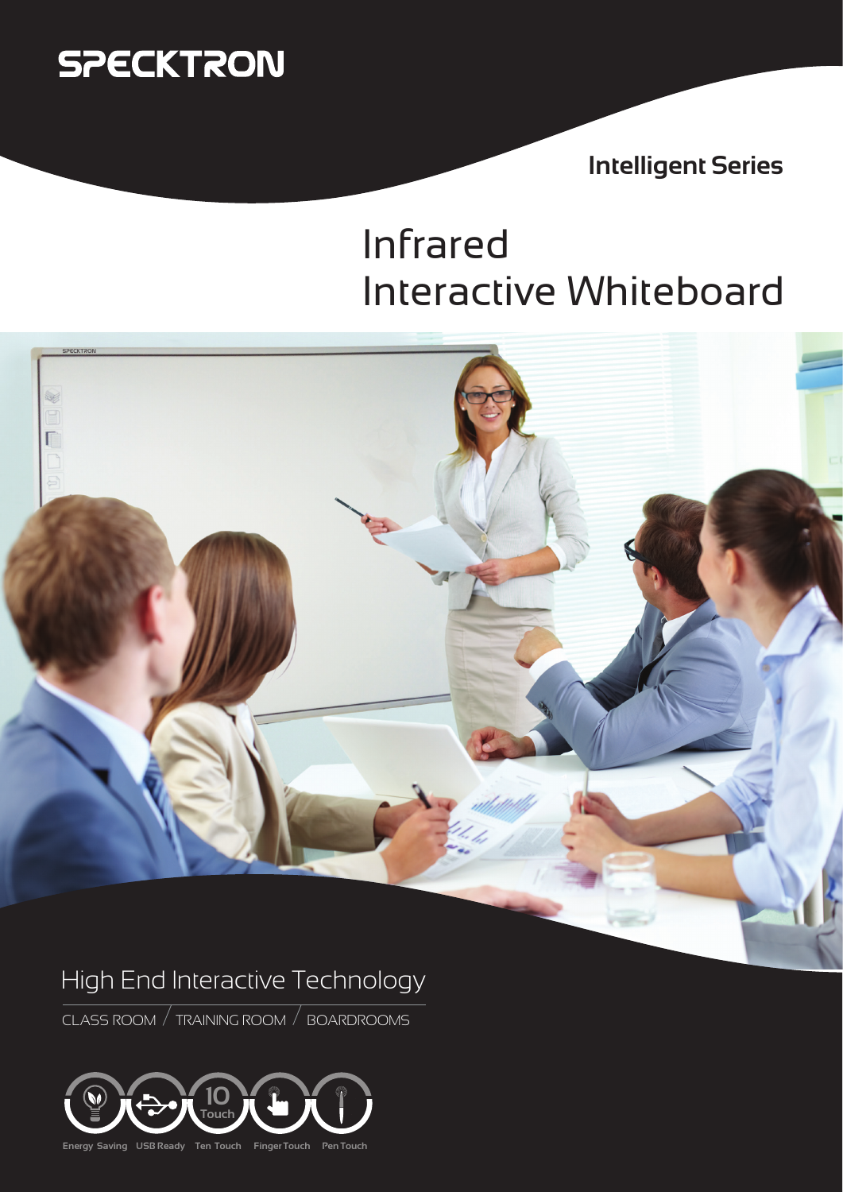SPECKTRON

**Intelligent Series**

# Infrared Interactive Whiteboard

## High End Interactive Technology

CLASS ROOM / TRAINING ROOM / BOARDROOMS

Energy Saving | USB Ready | Ten Touch | Finger Touch | Pen Touch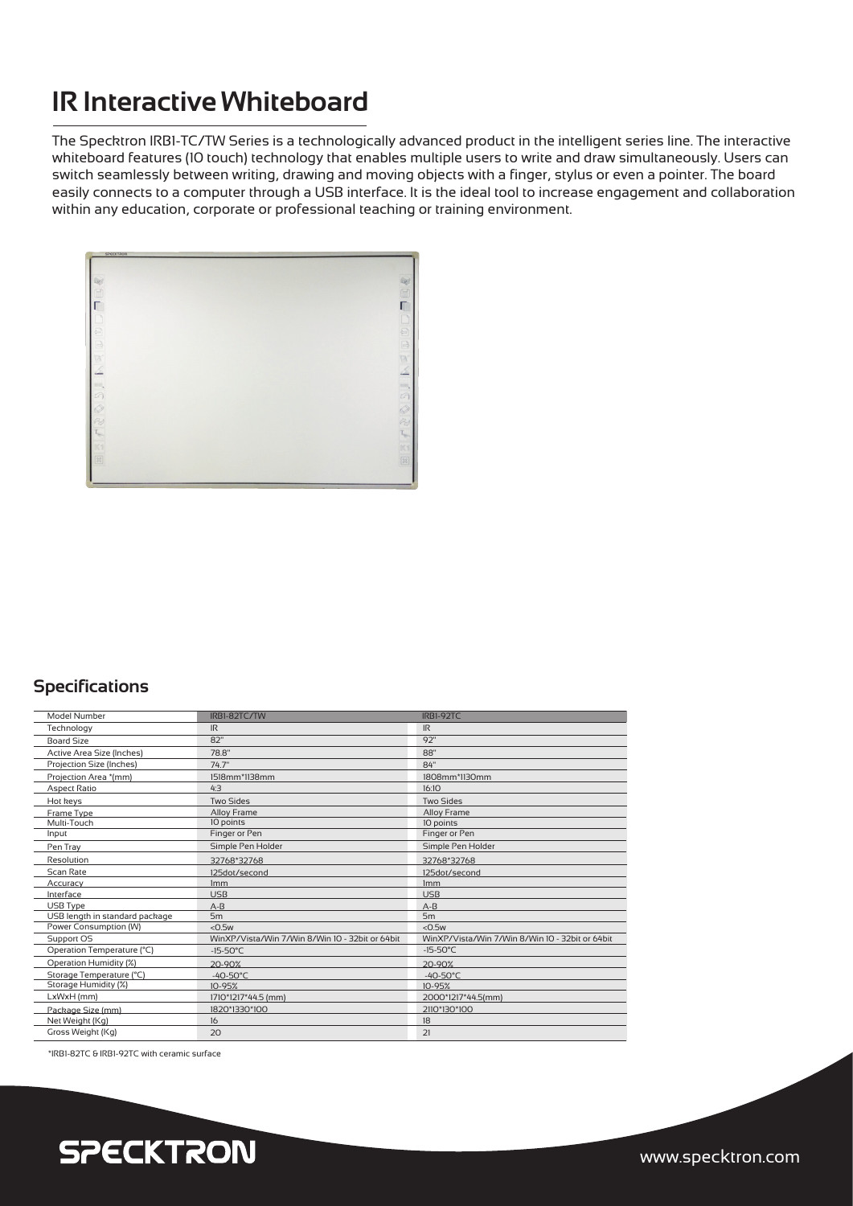# IR Interactive Whiteboard

The Specktron IRB1-TC/TW Series is a technologically advanced product in the intelligent series line. The interactive whiteboard features (10 touch) technology that enables multiple users to write and draw simultaneously. Users can switch seamlessly between writing, drawing and moving objects with a finger, stylus or even a pointer. The board easily connects to a computer through a USB interface. It is the ideal tool to increase engagement and collaboration within any education, corporate or professional teaching or training environment.

## Specifications

| Model Number | IRB1-82TC/TW | IRB1-92TC |
|---|---|---|
| Technology | IR | IR |
| Board Size | 82" | 92" |
| Active Area Size (Inches) | 78.8" | 88" |
| Projection Size (Inches) | 74.7" | 84" |
| Projection Area *(mm) | 1518mm*1138mm | 1808mm*1130mm |
| Aspect Ratio | 4:3 | 16:10 |
| Hot keys | Two Sides | Two Sides |
| Frame Type | Alloy Frame | Alloy Frame |
| Multi-Touch | 10 points | 10 points |
| Input | Finger or Pen | Finger or Pen |
| Pen Tray | Simple Pen Holder | Simple Pen Holder |
| Resolution | 32768*32768 | 32768*32768 |
| Scan Rate | 125dot/second | 125dot/second |
| Accuracy | 1mm | 1mm |
| Interface | USB | USB |
| USB Type | A-B | A-B |
| USB length in standard package | 5m | 5m |
| Power Consumption (W) | <0.5w | <0.5w |
| Support OS | WinXP/Vista/Win 7/Win 8/Win 10 - 32bit or 64bit | WinXP/Vista/Win 7/Win 8/Win 10 - 32bit or 64bit |
| Operation Temperature (°C) | -15-50°C | -15-50°C |
| Operation Humidity (%) | 20-90% | 20-90% |
| Storage Temperature (°C) | -40-50°C | -40-50°C |
| Storage Humidity (%) | 10-95% | 10-95% |
| LxWxH (mm) | 1710*1217*44.5 (mm) | 2000*1217*44.5(mm) |
| Package Size (mm) | 1820*1330*100 | 2110*130*100 |
| Net Weight (Kg) | 16 | 18 |
| Gross Weight (Kg) | 20 | 21 |

*IRB1-82TC & IRB1-92TC with ceramic surface

SPECKTRON

www.specktron.com